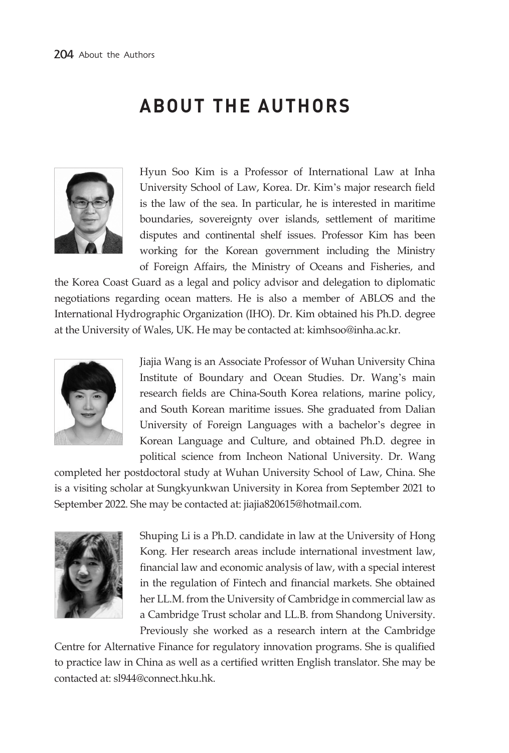# ABOUT THE AUTHORS

Hyun Soo Kim is a Professor of International Law at Inha University School of Law, Korea. Dr. Kim's major research field is the law of the sea. In particular, he is interested in maritime boundaries, sovereignty over islands, settlement of maritime disputes and continental shelf issues. Professor Kim has been working for the Korean government including the Ministry of Foreign Affairs, the Ministry of Oceans and Fisheries, and the Korea Coast Guard as a legal and policy advisor and delegation to diplomatic negotiations regarding ocean matters. He is also a member of ABLOS and the International Hydrographic Organization (IHO). Dr. Kim obtained his Ph.D. degree at the University of Wales, UK. He may be contacted at: kimhsoo@inha.ac.kr.

Jiajia Wang is an Associate Professor of Wuhan University China Institute of Boundary and Ocean Studies. Dr. Wang's main research fields are China-South Korea relations, marine policy, and South Korean maritime issues. She graduated from Dalian University of Foreign Languages with a bachelor's degree in Korean Language and Culture, and obtained Ph.D. degree in political science from Incheon National University. Dr. Wang completed her postdoctoral study at Wuhan University School of Law, China. She is a visiting scholar at Sungkyunkwan University in Korea from September 2021 to September 2022. She may be contacted at: jiajia820615@hotmail.com.

Shuping Li is a Ph.D. candidate in law at the University of Hong Kong. Her research areas include international investment law, financial law and economic analysis of law, with a special interest in the regulation of Fintech and financial markets. She obtained her LL.M. from the University of Cambridge in commercial law as a Cambridge Trust scholar and LL.B. from Shandong University. Previously she worked as a research intern at the Cambridge Centre for Alternative Finance for regulatory innovation programs. She is qualified to practice law in China as well as a certified written English translator. She may be contacted at: sl944@connect.hku.hk.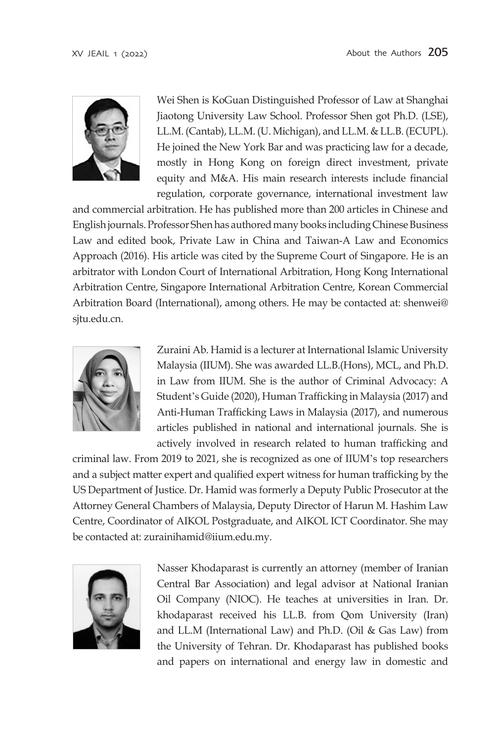Wei Shen is KoGuan Distinguished Professor of Law at Shanghai Jiaotong University Law School. Professor Shen got Ph.D. (LSE), LL.M. (Cantab), LL.M. (U. Michigan), and LL.M. & LL.B. (ECUPL). He joined the New York Bar and was practicing law for a decade, mostly in Hong Kong on foreign direct investment, private equity and M&A. His main research interests include financial regulation, corporate governance, international investment law and commercial arbitration. He has published more than 200 articles in Chinese and English journals. Professor Shen has authored many books including Chinese Business Law and edited book, Private Law in China and Taiwan-A Law and Economics Approach (2016). His article was cited by the Supreme Court of Singapore. He is an arbitrator with London Court of International Arbitration, Hong Kong International Arbitration Centre, Singapore International Arbitration Centre, Korean Commercial Arbitration Board (International), among others. He may be contacted at: shenwei@sjtu.edu.cn.

Zuraini Ab. Hamid is a lecturer at International Islamic University Malaysia (IIUM). She was awarded LL.B.(Hons), MCL, and Ph.D. in Law from IIUM. She is the author of Criminal Advocacy: A Student's Guide (2020), Human Trafficking in Malaysia (2017) and Anti-Human Trafficking Laws in Malaysia (2017), and numerous articles published in national and international journals. She is actively involved in research related to human trafficking and criminal law. From 2019 to 2021, she is recognized as one of IIUM's top researchers and a subject matter expert and qualified expert witness for human trafficking by the US Department of Justice. Dr. Hamid was formerly a Deputy Public Prosecutor at the Attorney General Chambers of Malaysia, Deputy Director of Harun M. Hashim Law Centre, Coordinator of AIKOL Postgraduate, and AIKOL ICT Coordinator. She may be contacted at: zurainihamid@iium.edu.my.

Nasser Khodaparast is currently an attorney (member of Iranian Central Bar Association) and legal advisor at National Iranian Oil Company (NIOC). He teaches at universities in Iran. Dr. khodaparast received his LL.B. from Qom University (Iran) and LL.M (International Law) and Ph.D. (Oil & Gas Law) from the University of Tehran. Dr. Khodaparast has published books and papers on international and energy law in domestic and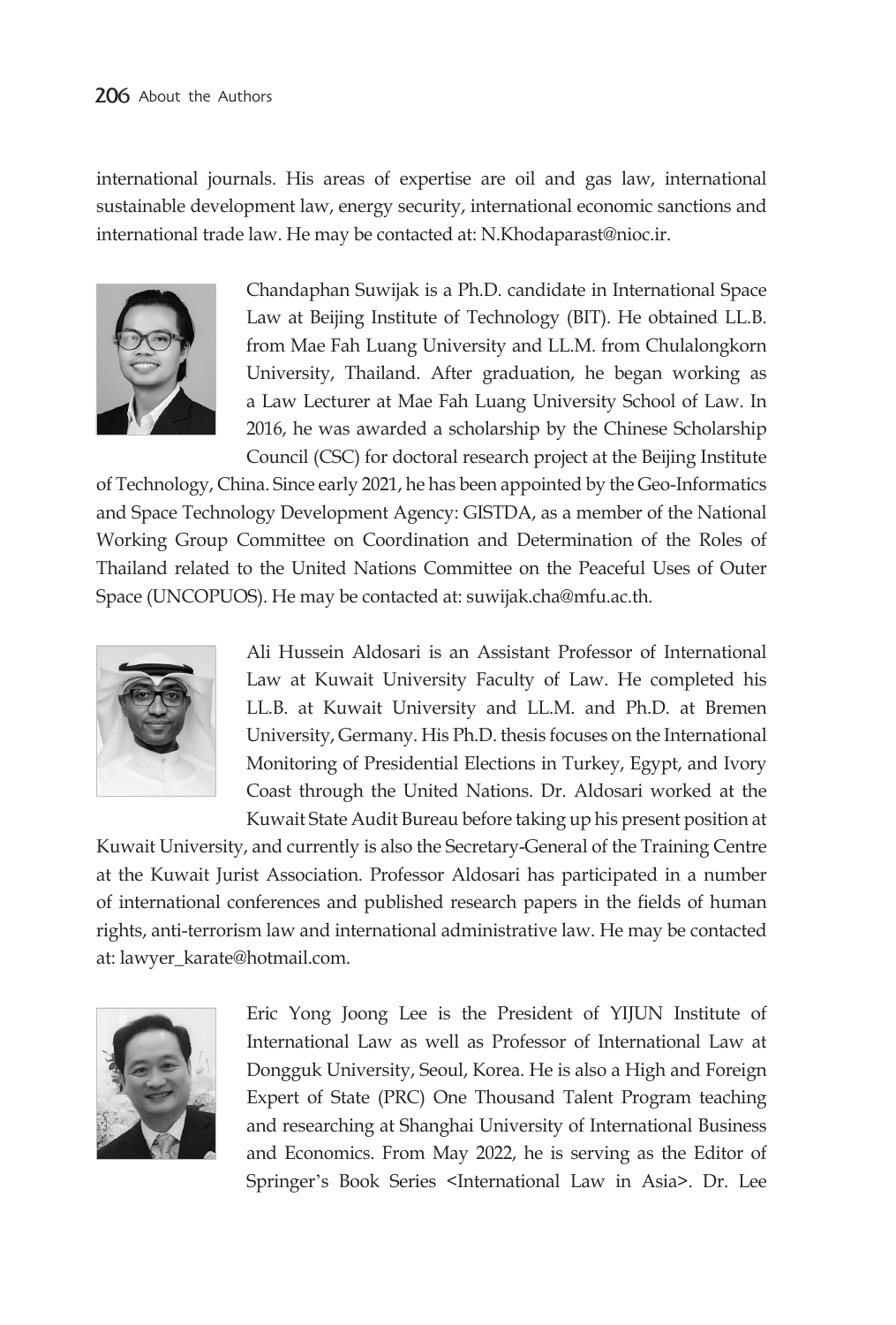international journals. His areas of expertise are oil and gas law, international sustainable development law, energy security, international economic sanctions and international trade law. He may be contacted at: N.Khodaparast@nioc.ir.

Chandaphan Suwijak is a Ph.D. candidate in International Space Law at Beijing Institute of Technology (BIT). He obtained LL.B. from Mae Fah Luang University and LL.M. from Chulalongkorn University, Thailand. After graduation, he began working as a Law Lecturer at Mae Fah Luang University School of Law. In 2016, he was awarded a scholarship by the Chinese Scholarship Council (CSC) for doctoral research project at the Beijing Institute of Technology, China. Since early 2021, he has been appointed by the Geo-Informatics and Space Technology Development Agency: GISTDA, as a member of the National Working Group Committee on Coordination and Determination of the Roles of Thailand related to the United Nations Committee on the Peaceful Uses of Outer Space (UNCOPUOS). He may be contacted at: suwijak.cha@mfu.ac.th.

Ali Hussein Aldosari is an Assistant Professor of International Law at Kuwait University Faculty of Law. He completed his LL.B. at Kuwait University and LL.M. and Ph.D. at Bremen University, Germany. His Ph.D. thesis focuses on the International Monitoring of Presidential Elections in Turkey, Egypt, and Ivory Coast through the United Nations. Dr. Aldosari worked at the Kuwait State Audit Bureau before taking up his present position at Kuwait University, and currently is also the Secretary-General of the Training Centre at the Kuwait Jurist Association. Professor Aldosari has participated in a number of international conferences and published research papers in the fields of human rights, anti-terrorism law and international administrative law. He may be contacted at: lawyer_karate@hotmail.com.

Eric Yong Joong Lee is the President of YIJUN Institute of International Law as well as Professor of International Law at Dongguk University, Seoul, Korea. He is also a High and Foreign Expert of State (PRC) One Thousand Talent Program teaching and researching at Shanghai University of International Business and Economics. From May 2022, he is serving as the Editor of Springer's Book Series <International Law in Asia>. Dr. Lee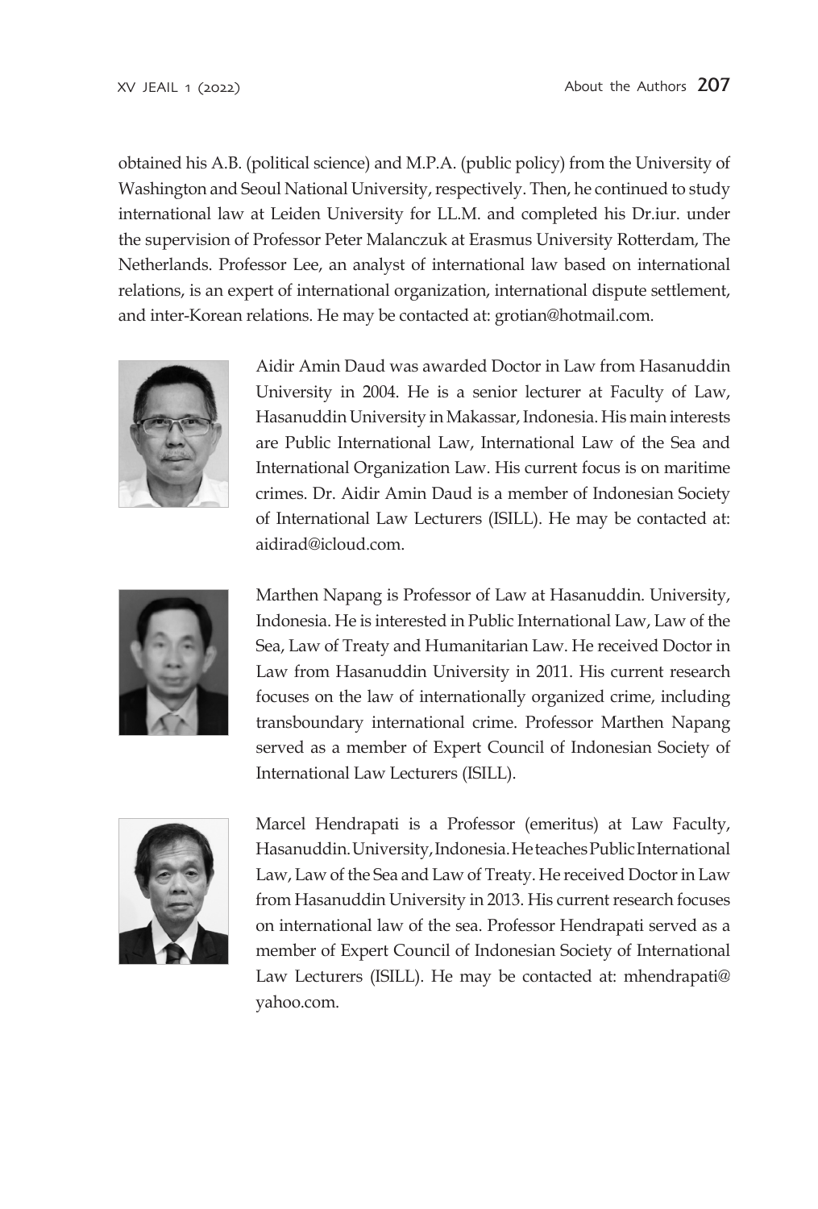obtained his A.B. (political science) and M.P.A. (public policy) from the University of Washington and Seoul National University, respectively. Then, he continued to study international law at Leiden University for LL.M. and completed his Dr.iur. under the supervision of Professor Peter Malanczuk at Erasmus University Rotterdam, The Netherlands. Professor Lee, an analyst of international law based on international relations, is an expert of international organization, international dispute settlement, and inter-Korean relations. He may be contacted at: grotian@hotmail.com.

Aidir Amin Daud was awarded Doctor in Law from Hasanuddin University in 2004. He is a senior lecturer at Faculty of Law, Hasanuddin University in Makassar, Indonesia. His main interests are Public International Law, International Law of the Sea and International Organization Law. His current focus is on maritime crimes. Dr. Aidir Amin Daud is a member of Indonesian Society of International Law Lecturers (ISILL). He may be contacted at: aidirad@icloud.com.

Marthen Napang is Professor of Law at Hasanuddin. University, Indonesia. He is interested in Public International Law, Law of the Sea, Law of Treaty and Humanitarian Law. He received Doctor in Law from Hasanuddin University in 2011. His current research focuses on the law of internationally organized crime, including transboundary international crime. Professor Marthen Napang served as a member of Expert Council of Indonesian Society of International Law Lecturers (ISILL).

Marcel Hendrapati is a Professor (emeritus) at Law Faculty, Hasanuddin. University, Indonesia. He teaches Public International Law, Law of the Sea and Law of Treaty. He received Doctor in Law from Hasanuddin University in 2013. His current research focuses on international law of the sea. Professor Hendrapati served as a member of Expert Council of Indonesian Society of International Law Lecturers (ISILL). He may be contacted at: mhendrapati@yahoo.com.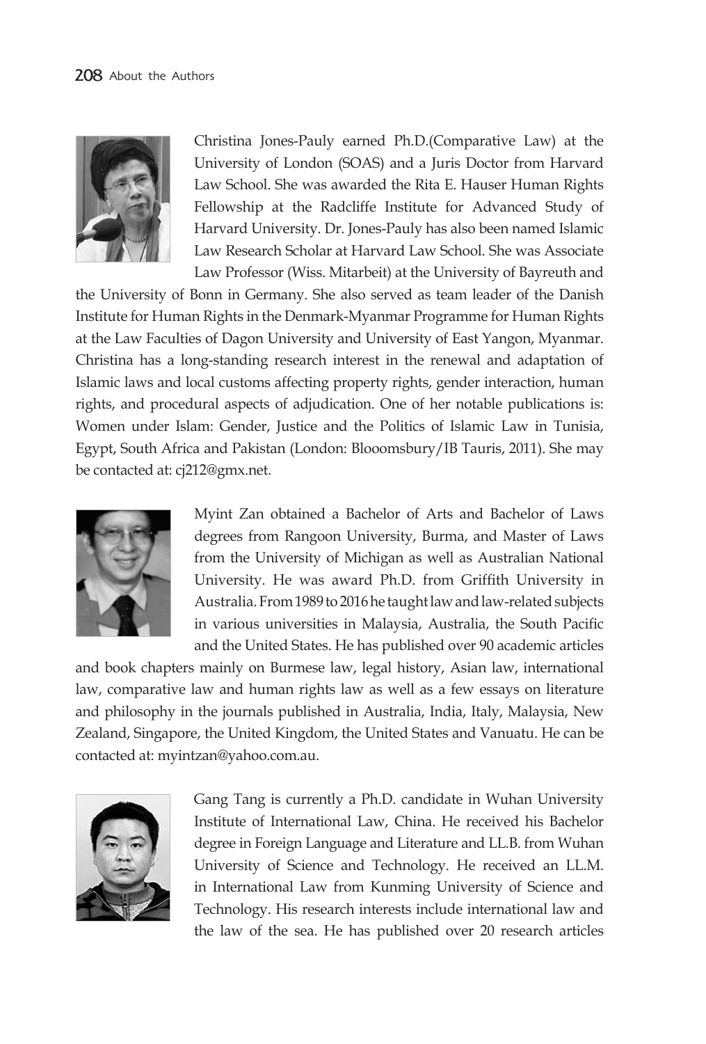Christina Jones-Pauly earned Ph.D.(Comparative Law) at the University of London (SOAS) and a Juris Doctor from Harvard Law School. She was awarded the Rita E. Hauser Human Rights Fellowship at the Radcliffe Institute for Advanced Study of Harvard University. Dr. Jones-Pauly has also been named Islamic Law Research Scholar at Harvard Law School. She was Associate Law Professor (Wiss. Mitarbeit) at the University of Bayreuth and the University of Bonn in Germany. She also served as team leader of the Danish Institute for Human Rights in the Denmark-Myanmar Programme for Human Rights at the Law Faculties of Dagon University and University of East Yangon, Myanmar. Christina has a long-standing research interest in the renewal and adaptation of Islamic laws and local customs affecting property rights, gender interaction, human rights, and procedural aspects of adjudication. One of her notable publications is: Women under Islam: Gender, Justice and the Politics of Islamic Law in Tunisia, Egypt, South Africa and Pakistan (London: Blooomsbury/IB Tauris, 2011). She may be contacted at: cj212@gmx.net.

Myint Zan obtained a Bachelor of Arts and Bachelor of Laws degrees from Rangoon University, Burma, and Master of Laws from the University of Michigan as well as Australian National University. He was award Ph.D. from Griffith University in Australia. From 1989 to 2016 he taught law and law-related subjects in various universities in Malaysia, Australia, the South Pacific and the United States. He has published over 90 academic articles and book chapters mainly on Burmese law, legal history, Asian law, international law, comparative law and human rights law as well as a few essays on literature and philosophy in the journals published in Australia, India, Italy, Malaysia, New Zealand, Singapore, the United Kingdom, the United States and Vanuatu. He can be contacted at: myintzan@yahoo.com.au.

Gang Tang is currently a Ph.D. candidate in Wuhan University Institute of International Law, China. He received his Bachelor degree in Foreign Language and Literature and LL.B. from Wuhan University of Science and Technology. He received an LL.M. in International Law from Kunming University of Science and Technology. His research interests include international law and the law of the sea. He has published over 20 research articles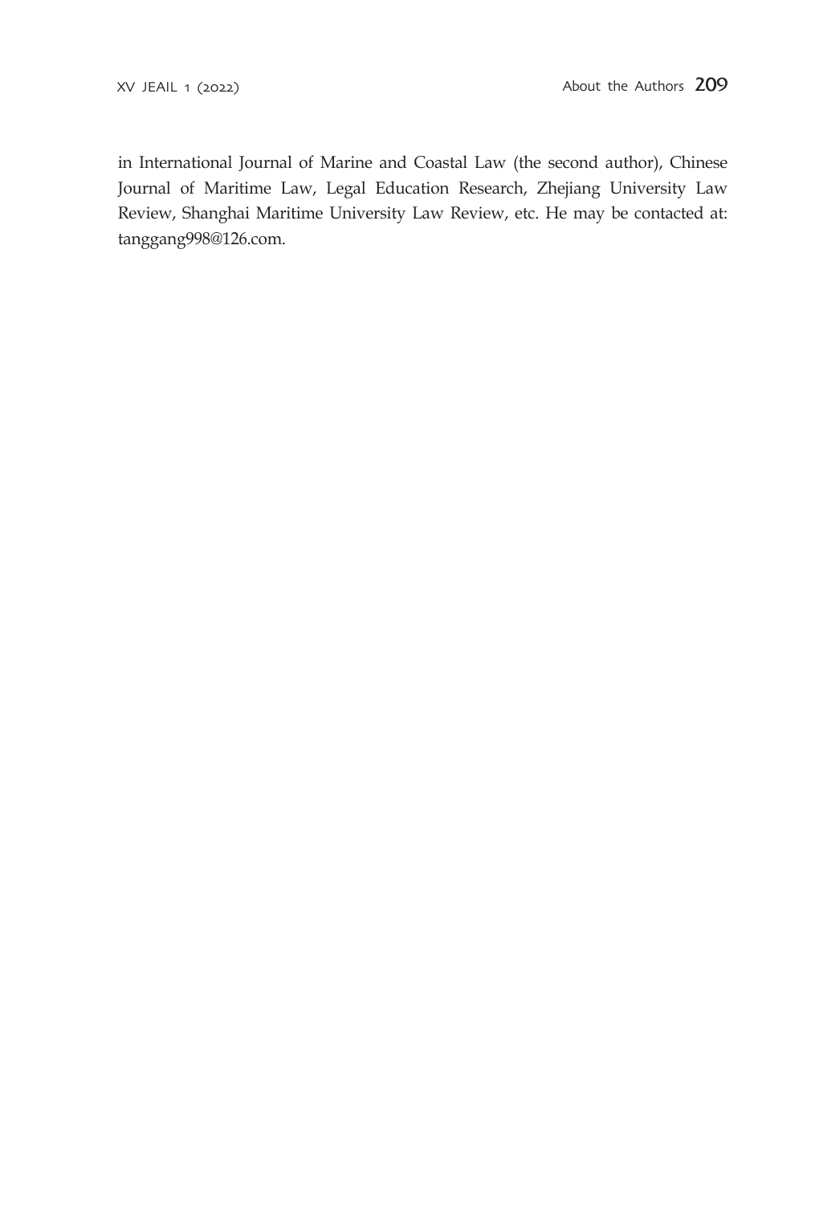in International Journal of Marine and Coastal Law (the second author), Chinese Journal of Maritime Law, Legal Education Research, Zhejiang University Law Review, Shanghai Maritime University Law Review, etc. He may be contacted at: tanggang998@126.com.